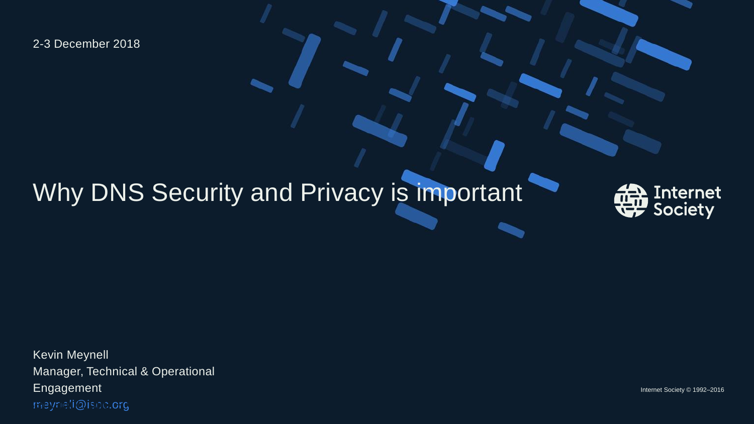2-3 December 2018

# Why DNS Security and Privacy is important

Kevin Meynell
Manager, Technical & Operational Engagement
meynell@isoc.org

Internet Society © 1992–2016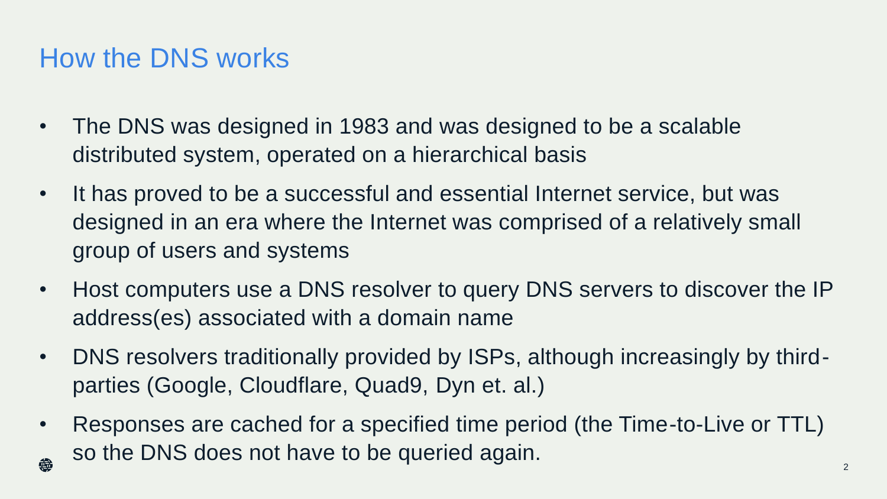# How the DNS works

- The DNS was designed in 1983 and was designed to be a scalable distributed system, operated on a hierarchical basis
- It has proved to be a successful and essential Internet service, but was designed in an era where the Internet was comprised of a relatively small group of users and systems
- Host computers use a DNS resolver to query DNS servers to discover the IP address(es) associated with a domain name
- DNS resolvers traditionally provided by ISPs, although increasingly by third-parties (Google, Cloudflare, Quad9, Dyn et. al.)
- Responses are cached for a specified time period (the Time-to-Live or TTL) so the DNS does not have to be queried again.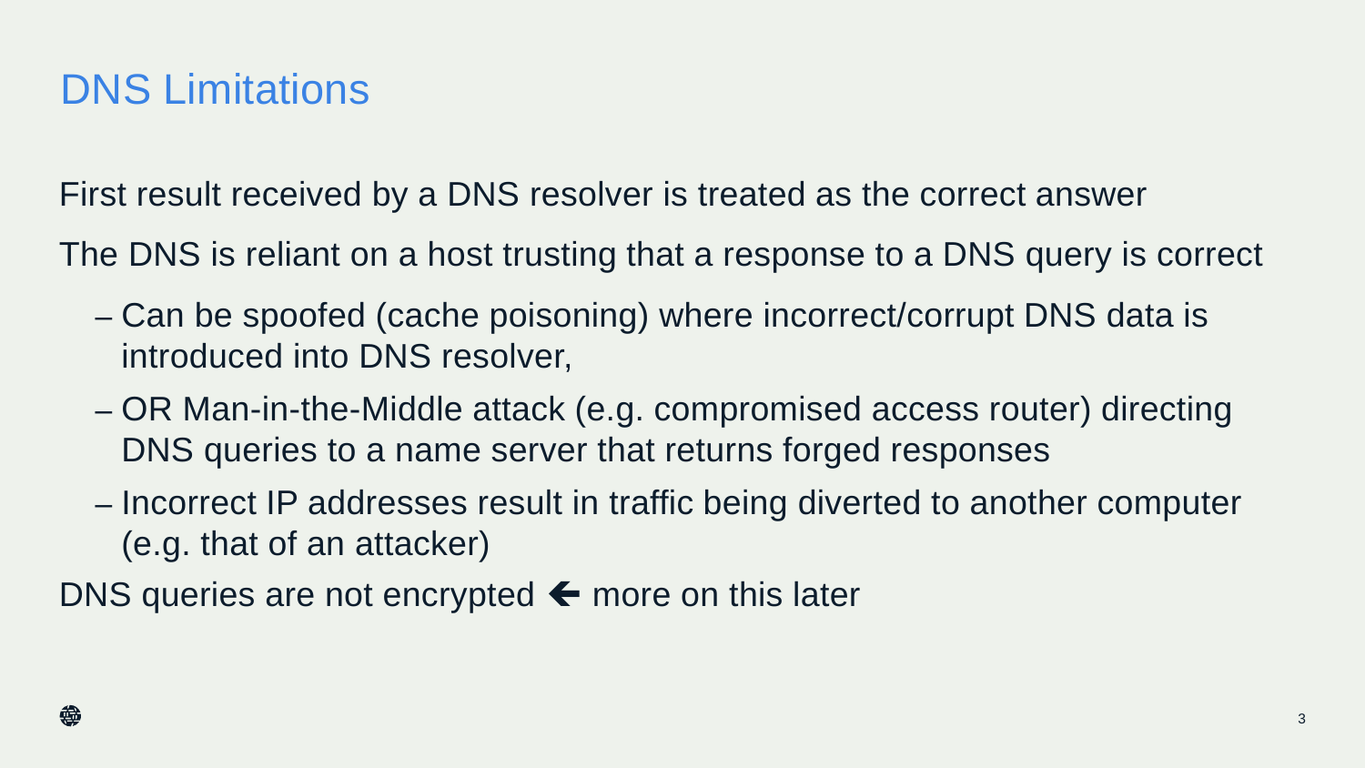# DNS Limitations

First result received by a DNS resolver is treated as the correct answer

The DNS is reliant on a host trusting that a response to a DNS query is correct

- Can be spoofed (cache poisoning) where incorrect/corrupt DNS data is introduced into DNS resolver,
- OR Man-in-the-Middle attack (e.g. compromised access router) directing DNS queries to a name server that returns forged responses
- Incorrect IP addresses result in traffic being diverted to another computer (e.g. that of an attacker)

DNS queries are not encrypted ← more on this later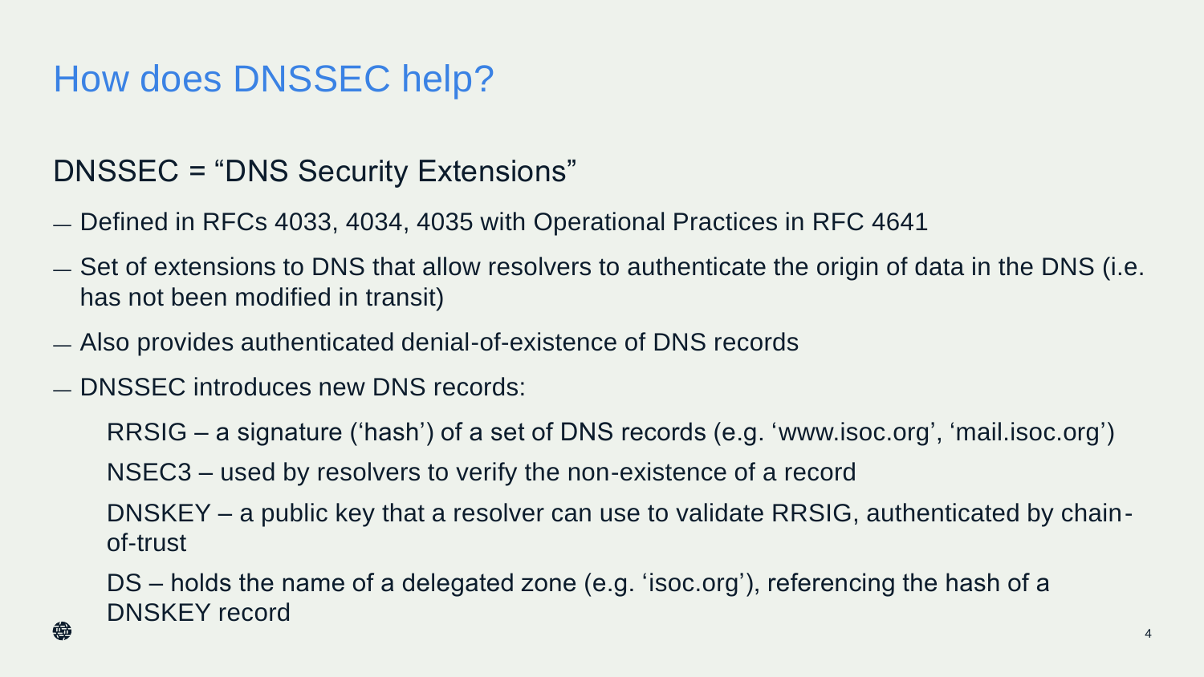# How does DNSSEC help?

## DNSSEC = "DNS Security Extensions"

- Defined in RFCs 4033, 4034, 4035 with Operational Practices in RFC 4641
- Set of extensions to DNS that allow resolvers to authenticate the origin of data in the DNS (i.e. has not been modified in transit)
- Also provides authenticated denial-of-existence of DNS records
- DNSSEC introduces new DNS records:

  RRSIG – a signature ('hash') of a set of DNS records (e.g. 'www.isoc.org', 'mail.isoc.org')

  NSEC3 – used by resolvers to verify the non-existence of a record

  DNSKEY – a public key that a resolver can use to validate RRSIG, authenticated by chain-of-trust

  DS – holds the name of a delegated zone (e.g. 'isoc.org'), referencing the hash of a DNSKEY record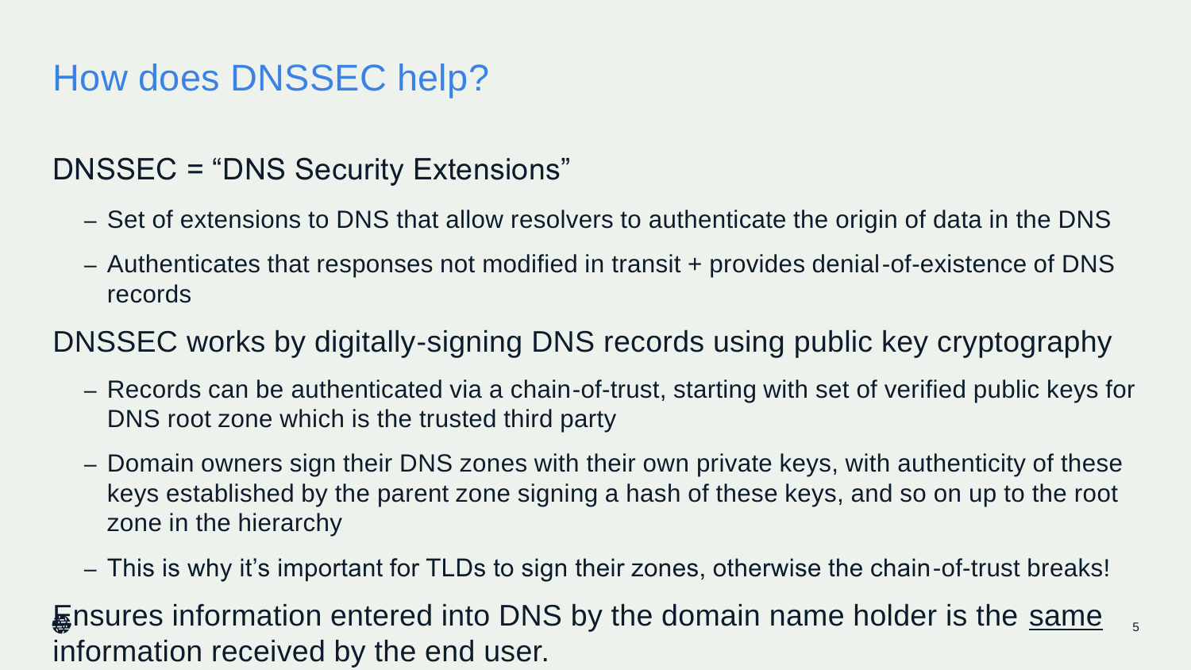# How does DNSSEC help?

DNSSEC = "DNS Security Extensions"

- Set of extensions to DNS that allow resolvers to authenticate the origin of data in the DNS
- Authenticates that responses not modified in transit + provides denial-of-existence of DNS records

DNSSEC works by digitally-signing DNS records using public key cryptography

- Records can be authenticated via a chain-of-trust, starting with set of verified public keys for DNS root zone which is the trusted third party
- Domain owners sign their DNS zones with their own private keys, with authenticity of these keys established by the parent zone signing a hash of these keys, and so on up to the root zone in the hierarchy
- This is why it's important for TLDs to sign their zones, otherwise the chain-of-trust breaks!

Ensures information entered into DNS by the domain name holder is the <u>same</u> information received by the end user.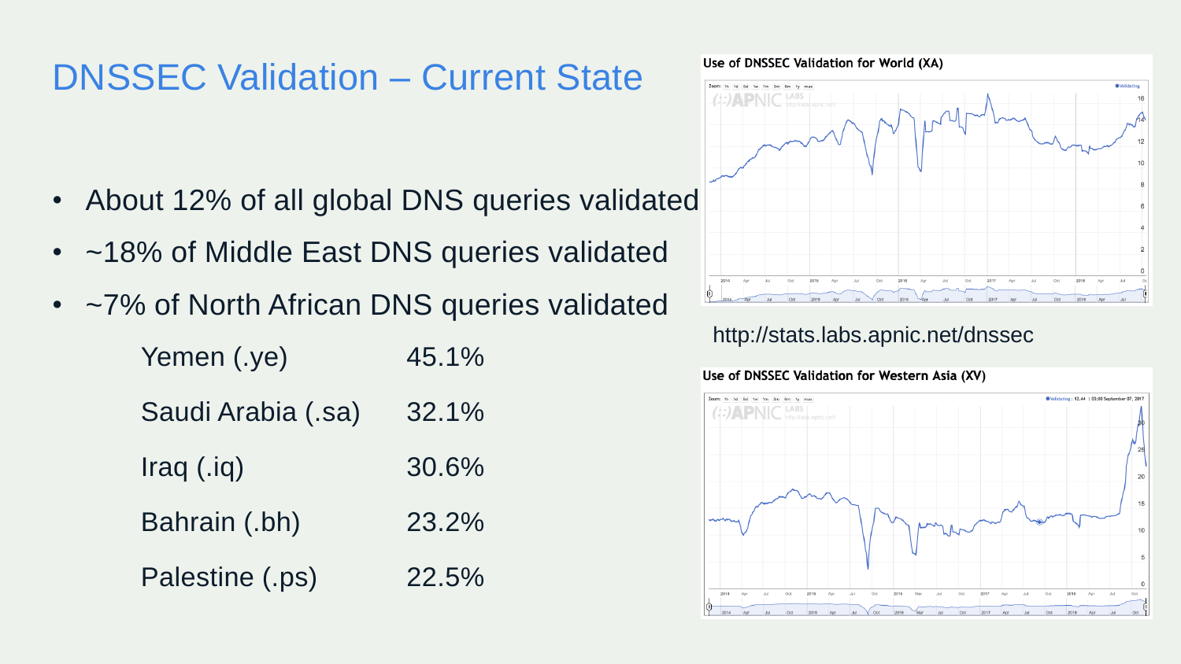# DNSSEC Validation – Current State

- About 12% of all global DNS queries validated
- ~18% of Middle East DNS queries validated
- ~7% of North African DNS queries validated

| | |
|---|---|
| Yemen (.ye) | 45.1% |
| Saudi Arabia (.sa) | 32.1% |
| Iraq (.iq) | 30.6% |
| Bahrain (.bh) | 23.2% |
| Palestine (.ps) | 22.5% |

Use of DNSSEC Validation for World (XA)

http://stats.labs.apnic.net/dnssec

Use of DNSSEC Validation for Western Asia (XV)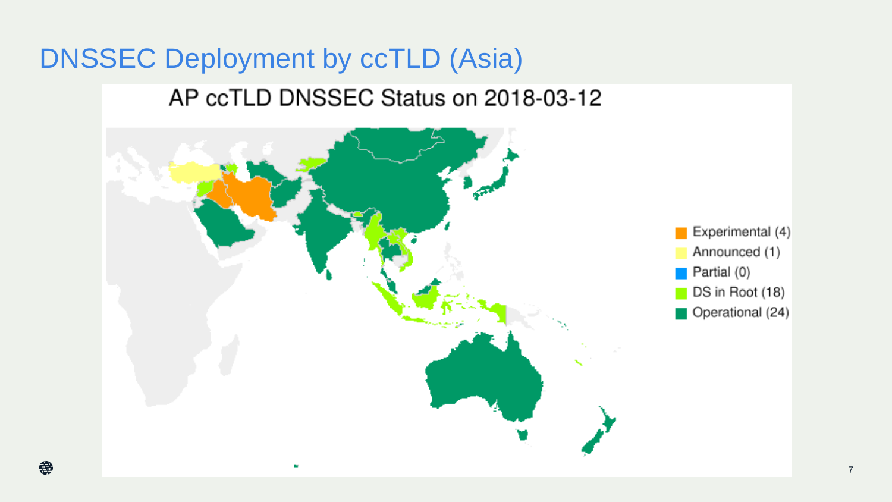# DNSSEC Deployment by ccTLD (Asia)

AP ccTLD DNSSEC Status on 2018-03-12

- Experimental (4)
- Announced (1)
- Partial (0)
- DS in Root (18)
- Operational (24)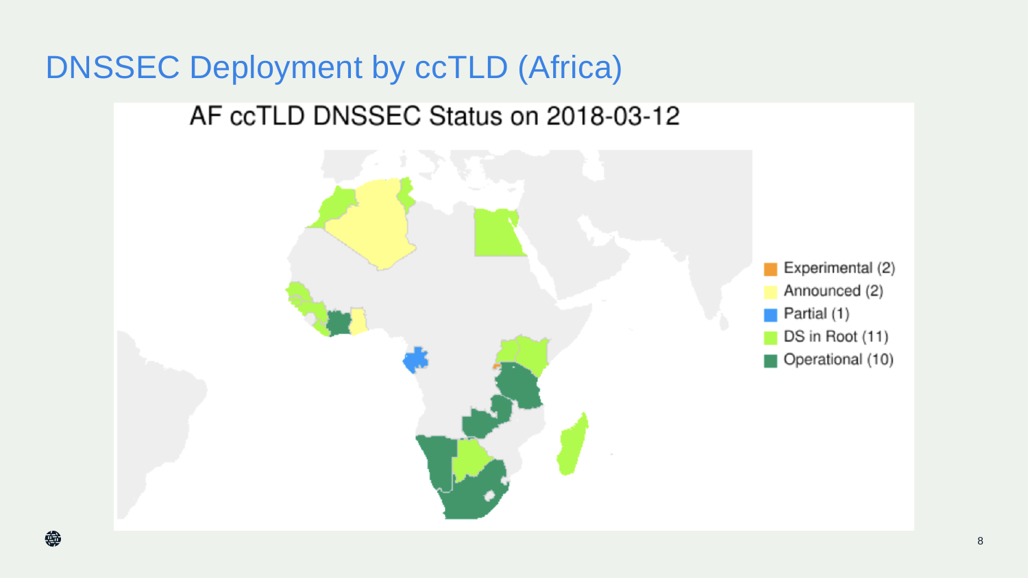# DNSSEC Deployment by ccTLD (Africa)

AF ccTLD DNSSEC Status on 2018-03-12

- Experimental (2)
- Announced (2)
- Partial (1)
- DS in Root (11)
- Operational (10)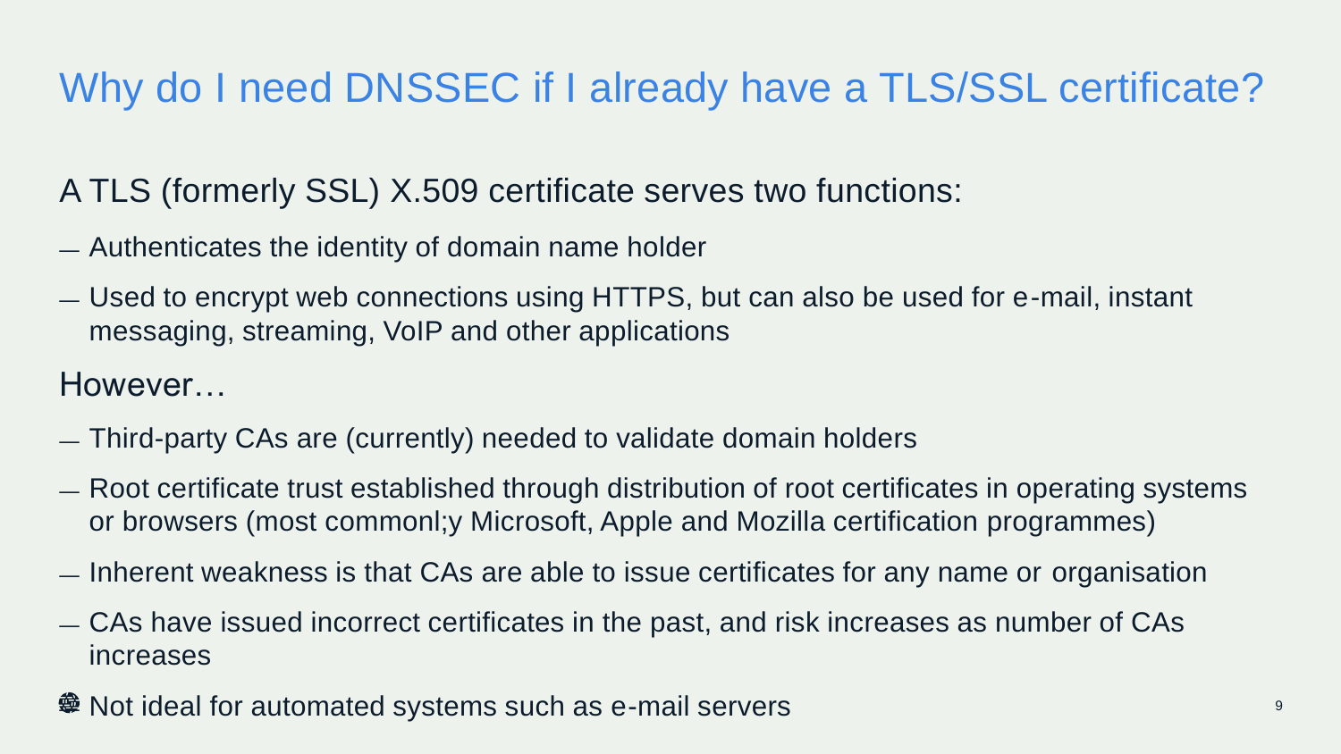# Why do I need DNSSEC if I already have a TLS/SSL certificate?

A TLS (formerly SSL) X.509 certificate serves two functions:

- Authenticates the identity of domain name holder
- Used to encrypt web connections using HTTPS, but can also be used for e-mail, instant messaging, streaming, VoIP and other applications

However…

- Third-party CAs are (currently) needed to validate domain holders
- Root certificate trust established through distribution of root certificates in operating systems or browsers (most commonl;y Microsoft, Apple and Mozilla certification programmes)
- Inherent weakness is that CAs are able to issue certificates for any name or organisation
- CAs have issued incorrect certificates in the past, and risk increases as number of CAs increases
- Not ideal for automated systems such as e-mail servers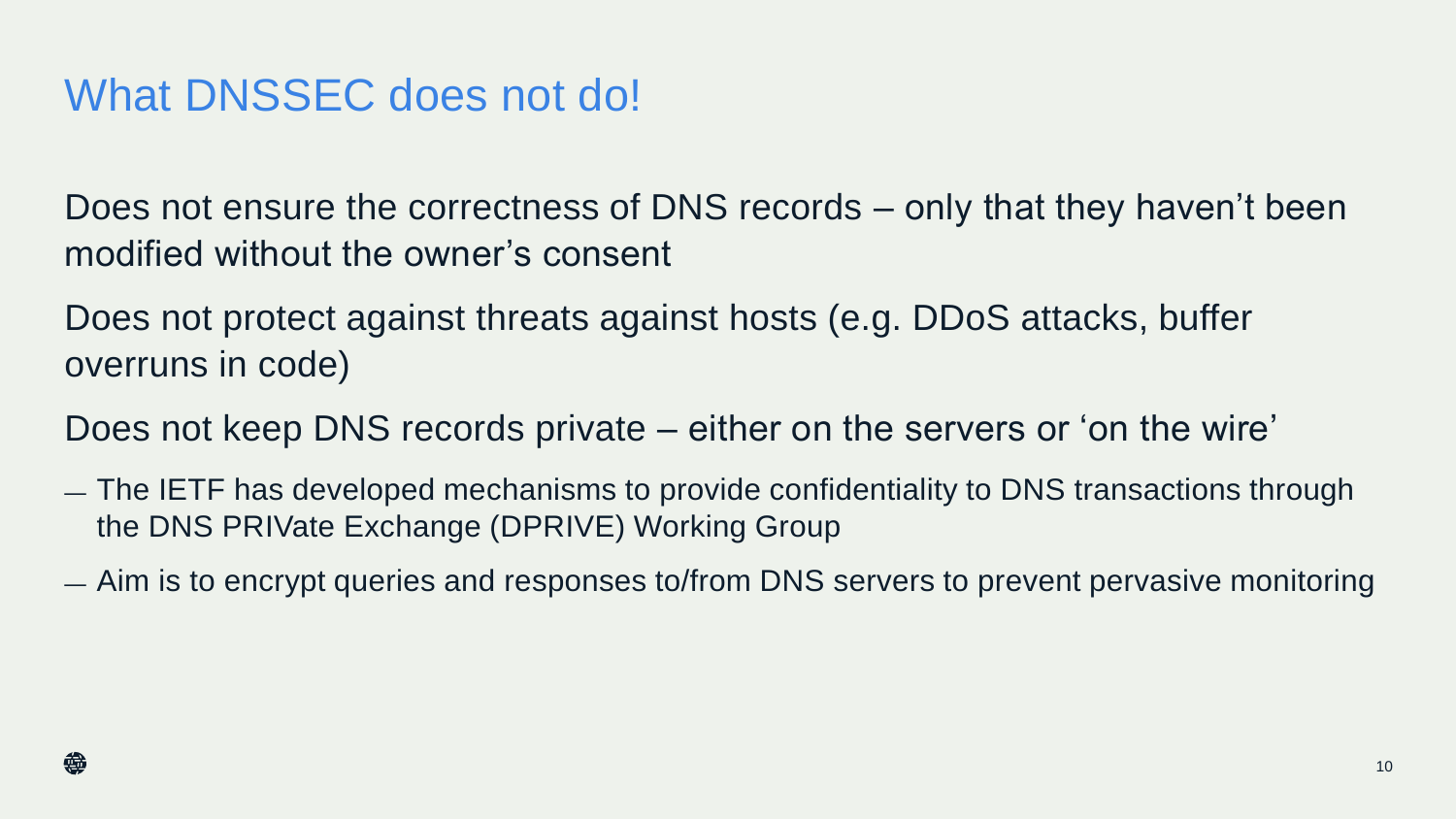# What DNSSEC does not do!

Does not ensure the correctness of DNS records – only that they haven't been modified without the owner's consent

Does not protect against threats against hosts (e.g. DDoS attacks, buffer overruns in code)

Does not keep DNS records private – either on the servers or 'on the wire'

- The IETF has developed mechanisms to provide confidentiality to DNS transactions through the DNS PRIVate Exchange (DPRIVE) Working Group
- Aim is to encrypt queries and responses to/from DNS servers to prevent pervasive monitoring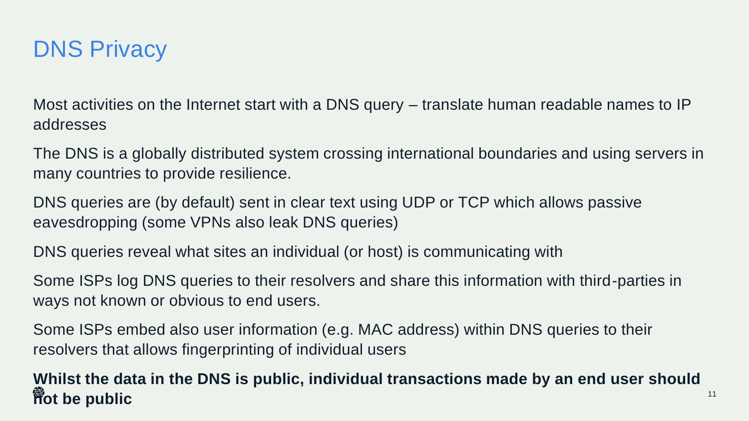# DNS Privacy

Most activities on the Internet start with a DNS query – translate human readable names to IP addresses

The DNS is a globally distributed system crossing international boundaries and using servers in many countries to provide resilience.

DNS queries are (by default) sent in clear text using UDP or TCP which allows passive eavesdropping (some VPNs also leak DNS queries)

DNS queries reveal what sites an individual (or host) is communicating with

Some ISPs log DNS queries to their resolvers and share this information with third-parties in ways not known or obvious to end users.

Some ISPs embed also user information (e.g. MAC address) within DNS queries to their resolvers that allows fingerprinting of individual users

**Whilst the data in the DNS is public, individual transactions made by an end user should not be public**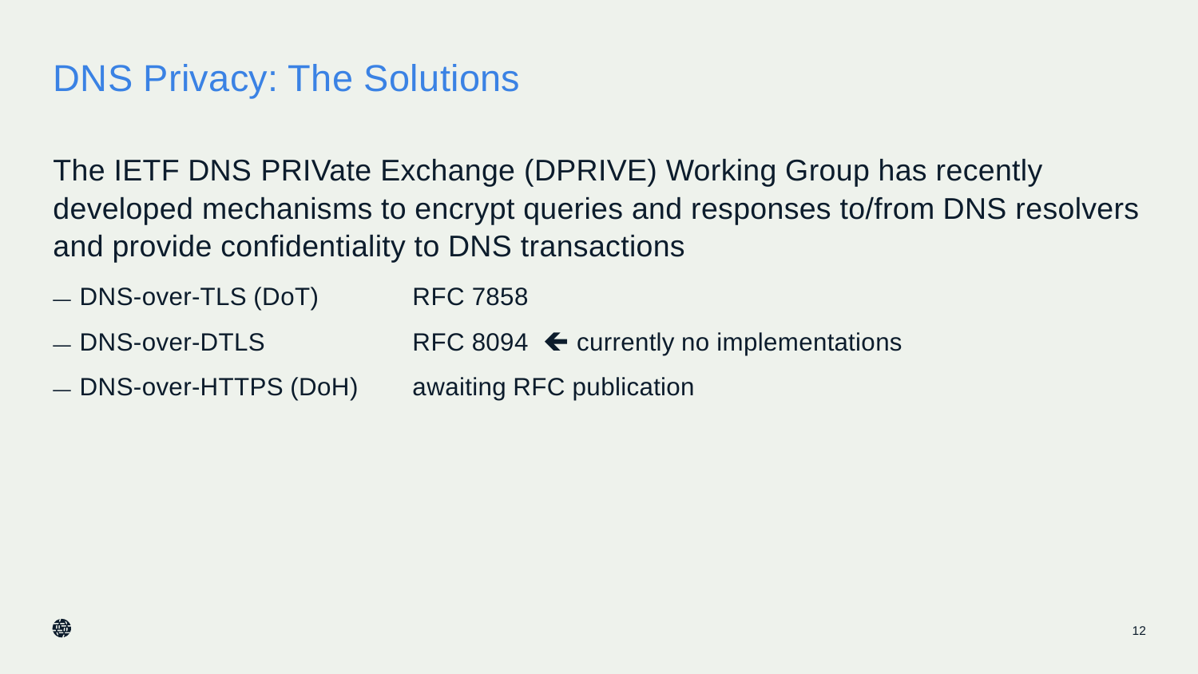# DNS Privacy: The Solutions

The IETF DNS PRIVate Exchange (DPRIVE) Working Group has recently developed mechanisms to encrypt queries and responses to/from DNS resolvers and provide confidentiality to DNS transactions

- DNS-over-TLS (DoT) RFC 7858
- DNS-over-DTLS RFC 8094 ← currently no implementations
- DNS-over-HTTPS (DoH) awaiting RFC publication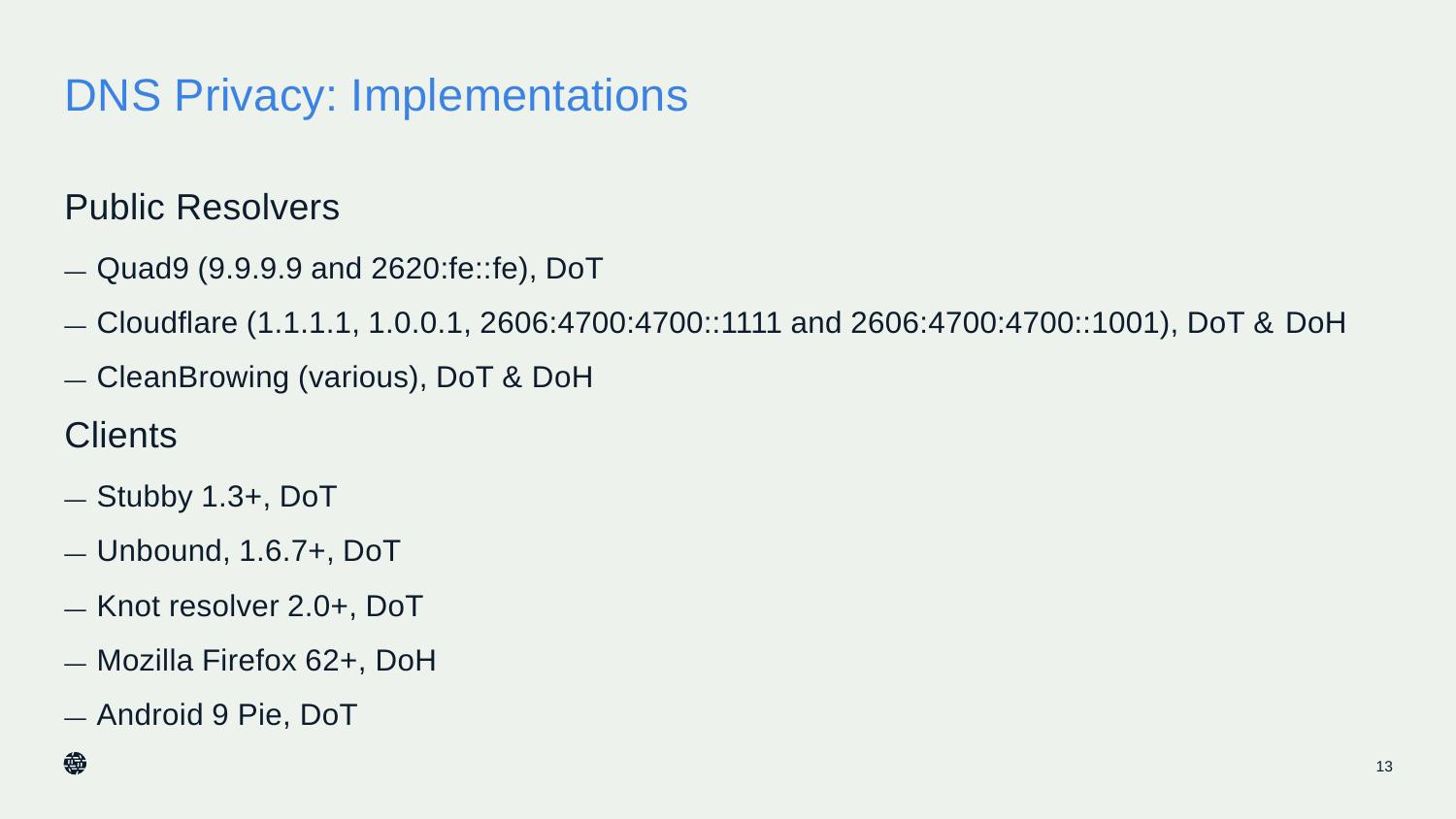# DNS Privacy: Implementations

## Public Resolvers

- Quad9 (9.9.9.9 and 2620:fe::fe), DoT
- Cloudflare (1.1.1.1, 1.0.0.1, 2606:4700:4700::1111 and 2606:4700:4700::1001), DoT & DoH
- CleanBrowing (various), DoT & DoH

## Clients

- Stubby 1.3+, DoT
- Unbound, 1.6.7+, DoT
- Knot resolver 2.0+, DoT
- Mozilla Firefox 62+, DoH
- Android 9 Pie, DoT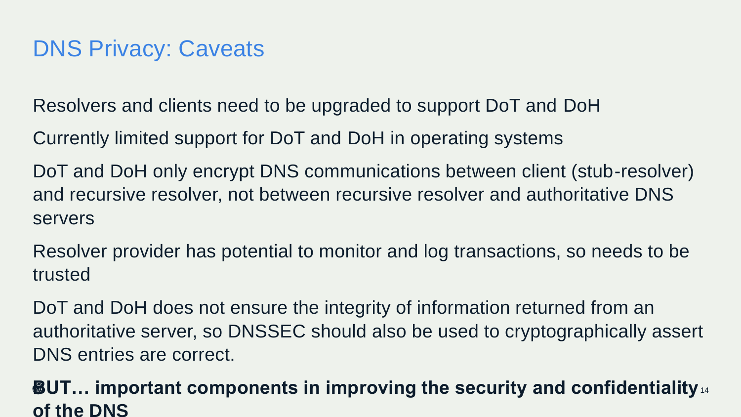# DNS Privacy: Caveats

Resolvers and clients need to be upgraded to support DoT and DoH

Currently limited support for DoT and DoH in operating systems

DoT and DoH only encrypt DNS communications between client (stub-resolver) and recursive resolver, not between recursive resolver and authoritative DNS servers

Resolver provider has potential to monitor and log transactions, so needs to be trusted

DoT and DoH does not ensure the integrity of information returned from an authoritative server, so DNSSEC should also be used to cryptographically assert DNS entries are correct.

**BUT… important components in improving the security and confidentiality of the DNS**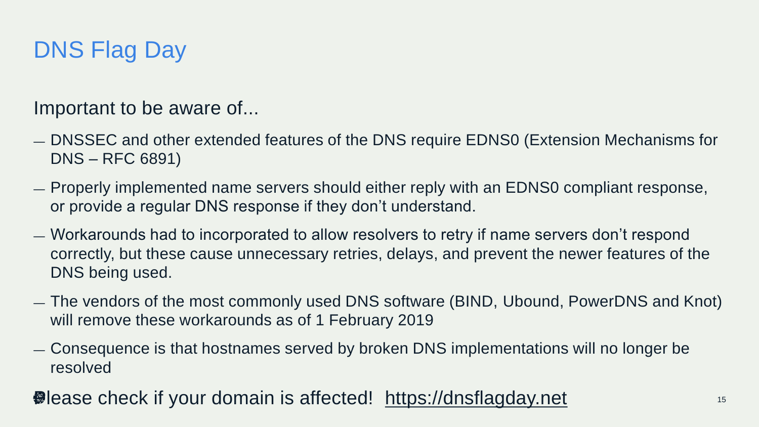# DNS Flag Day

Important to be aware of...

- DNSSEC and other extended features of the DNS require EDNS0 (Extension Mechanisms for DNS – RFC 6891)
- Properly implemented name servers should either reply with an EDNS0 compliant response, or provide a regular DNS response if they don't understand.
- Workarounds had to incorporated to allow resolvers to retry if name servers don't respond correctly, but these cause unnecessary retries, delays, and prevent the newer features of the DNS being used.
- The vendors of the most commonly used DNS software (BIND, Ubound, PowerDNS and Knot) will remove these workarounds as of 1 February 2019
- Consequence is that hostnames served by broken DNS implementations will no longer be resolved

Please check if your domain is affected! https://dnsflagday.net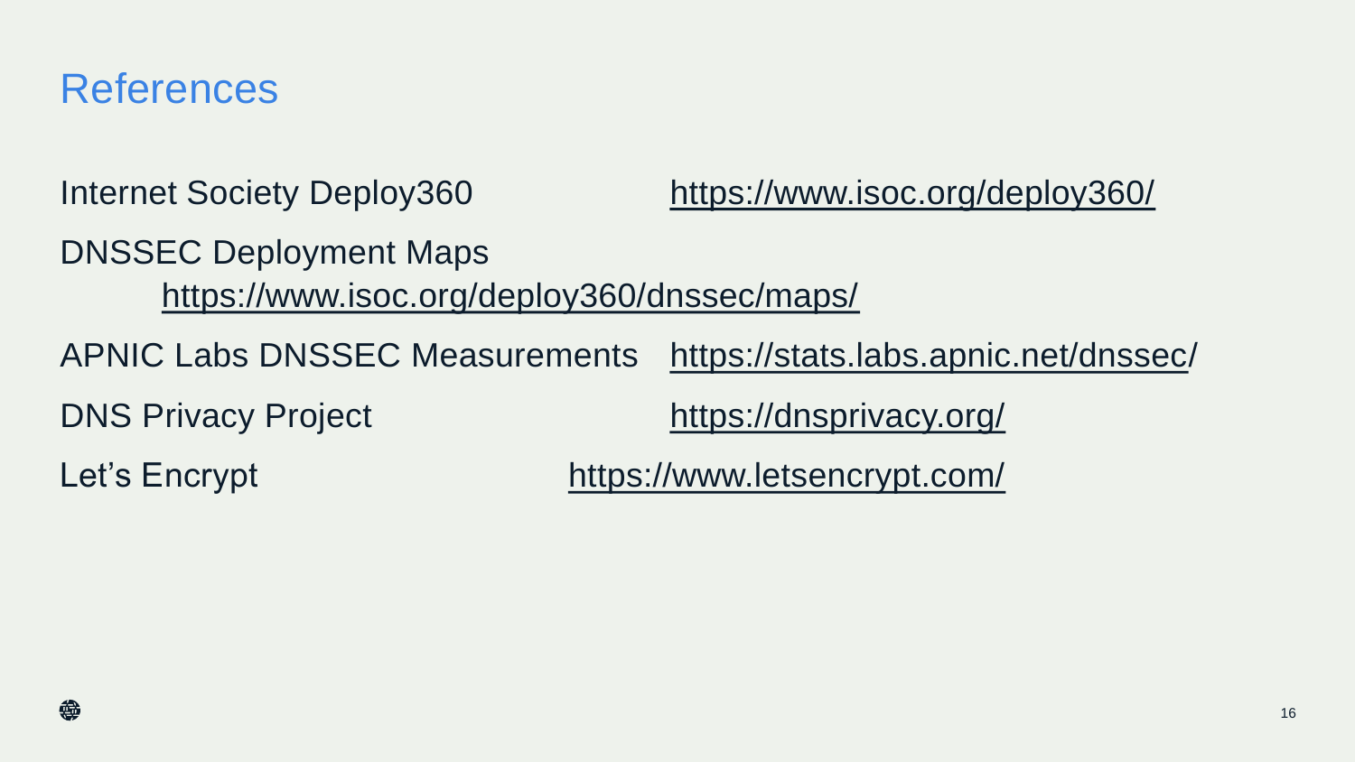# References

Internet Society Deploy360 https://www.isoc.org/deploy360/

DNSSEC Deployment Maps https://www.isoc.org/deploy360/dnssec/maps/

APNIC Labs DNSSEC Measurements https://stats.labs.apnic.net/dnssec/

DNS Privacy Project https://dnsprivacy.org/

Let's Encrypt https://www.letsencrypt.com/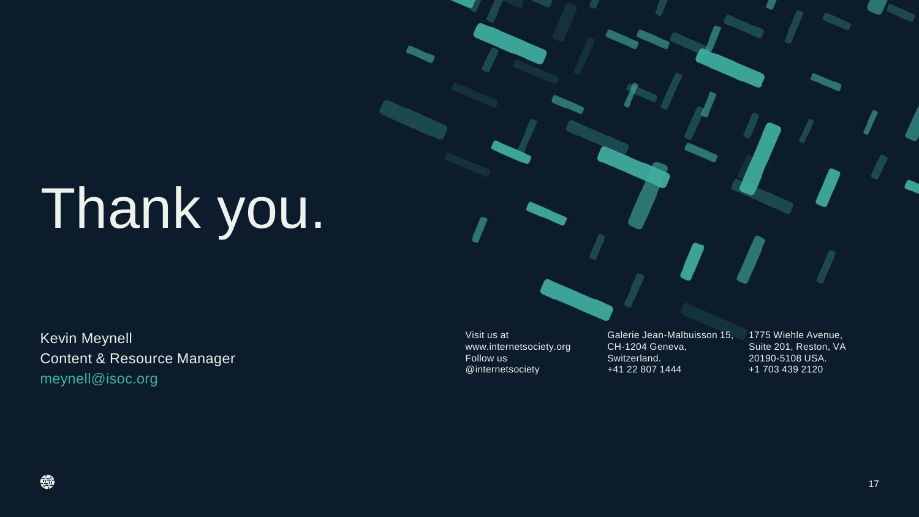# Thank you.

Kevin Meynell
Content & Resource Manager
meynell@isoc.org

Visit us at
www.internetsociety.org
Follow us
@internetsociety

Galerie Jean-Malbuisson 15,
CH-1204 Geneva,
Switzerland.
+41 22 807 1444

1775 Wiehle Avenue,
Suite 201, Reston, VA
20190-5108 USA.
+1 703 439 2120